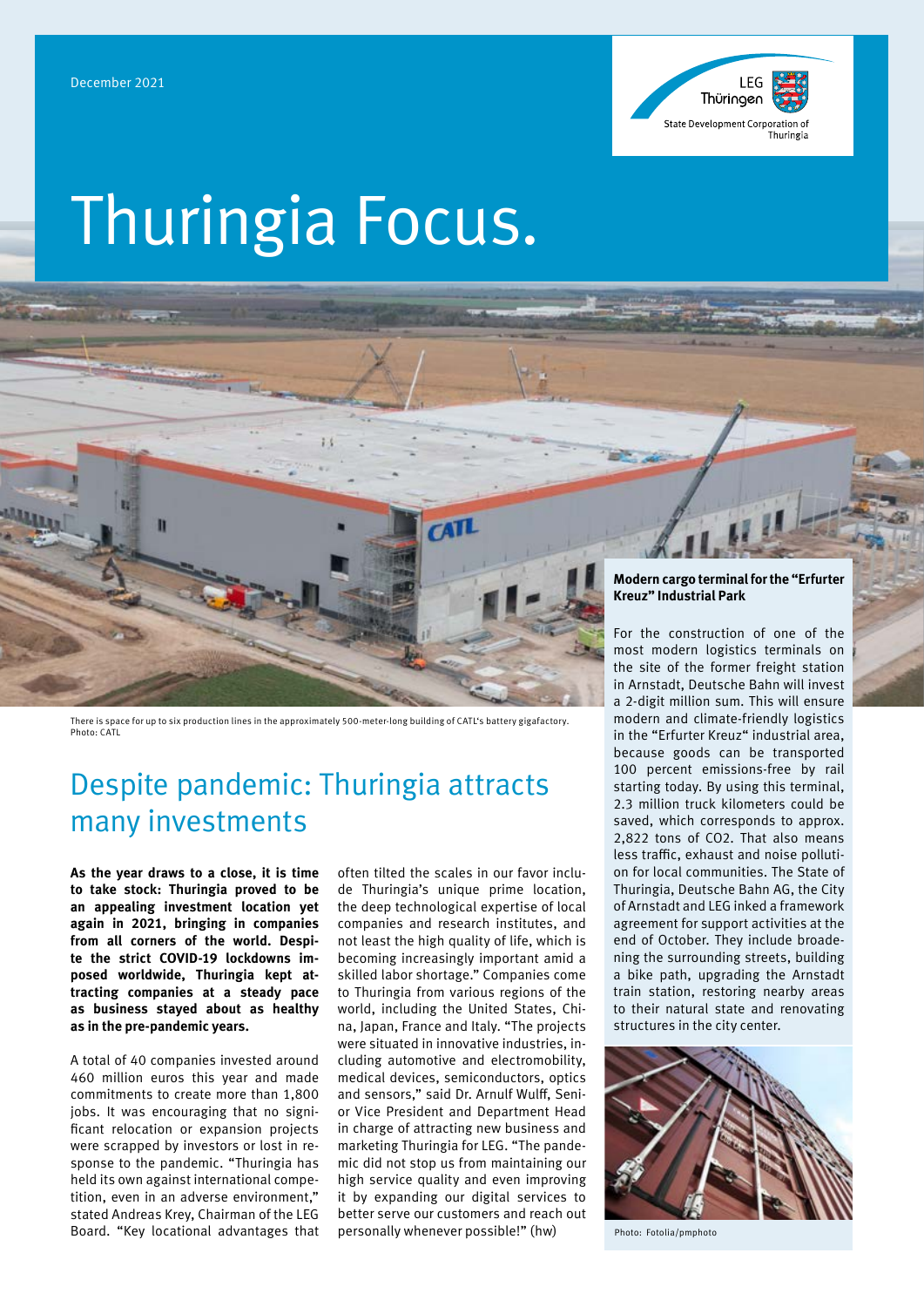December 2021

LEG Thüringen

State Development Corporation of Thuringia

# Thuringia Focus.

There is space for up to six production lines in the approximately 500-meter-long building of CATL's battery gigafactory.
Photo: CATL

## Despite pandemic: Thuringia attracts many investments

**As the year draws to a close, it is time to take stock: Thuringia proved to be an appealing investment location yet again in 2021, bringing in companies from all corners of the world. Despite the strict COVID-19 lockdowns imposed worldwide, Thuringia kept attracting companies at a steady pace as business stayed about as healthy as in the pre-pandemic years.**

A total of 40 companies invested around 460 million euros this year and made commitments to create more than 1,800 jobs. It was encouraging that no significant relocation or expansion projects were scrapped by investors or lost in response to the pandemic. "Thuringia has held its own against international competition, even in an adverse environment," stated Andreas Krey, Chairman of the LEG Board. "Key locational advantages that often tilted the scales in our favor include Thuringia's unique prime location, the deep technological expertise of local companies and research institutes, and not least the high quality of life, which is becoming increasingly important amid a skilled labor shortage." Companies come to Thuringia from various regions of the world, including the United States, China, Japan, France and Italy. "The projects were situated in innovative industries, including automotive and electromobility, medical devices, semiconductors, optics and sensors," said Dr. Arnulf Wulff, Senior Vice President and Department Head in charge of attracting new business and marketing Thuringia for LEG. "The pandemic did not stop us from maintaining our high service quality and even improving it by expanding our digital services to better serve our customers and reach out personally whenever possible!" (hw)

### Modern cargo terminal for the "Erfurter Kreuz" Industrial Park

For the construction of one of the most modern logistics terminals on the site of the former freight station in Arnstadt, Deutsche Bahn will invest a 2-digit million sum. This will ensure modern and climate-friendly logistics in the "Erfurter Kreuz" industrial area, because goods can be transported 100 percent emissions-free by rail starting today. By using this terminal, 2.3 million truck kilometers could be saved, which corresponds to approx. 2,822 tons of $CO_2$. That also means less traffic, exhaust and noise pollution for local communities. The State of Thuringia, Deutsche Bahn AG, the City of Arnstadt and LEG inked a framework agreement for support activities at the end of October. They include broadening the surrounding streets, building a bike path, upgrading the Arnstadt train station, restoring nearby areas to their natural state and renovating structures in the city center.

Photo: Fotolia/pmphoto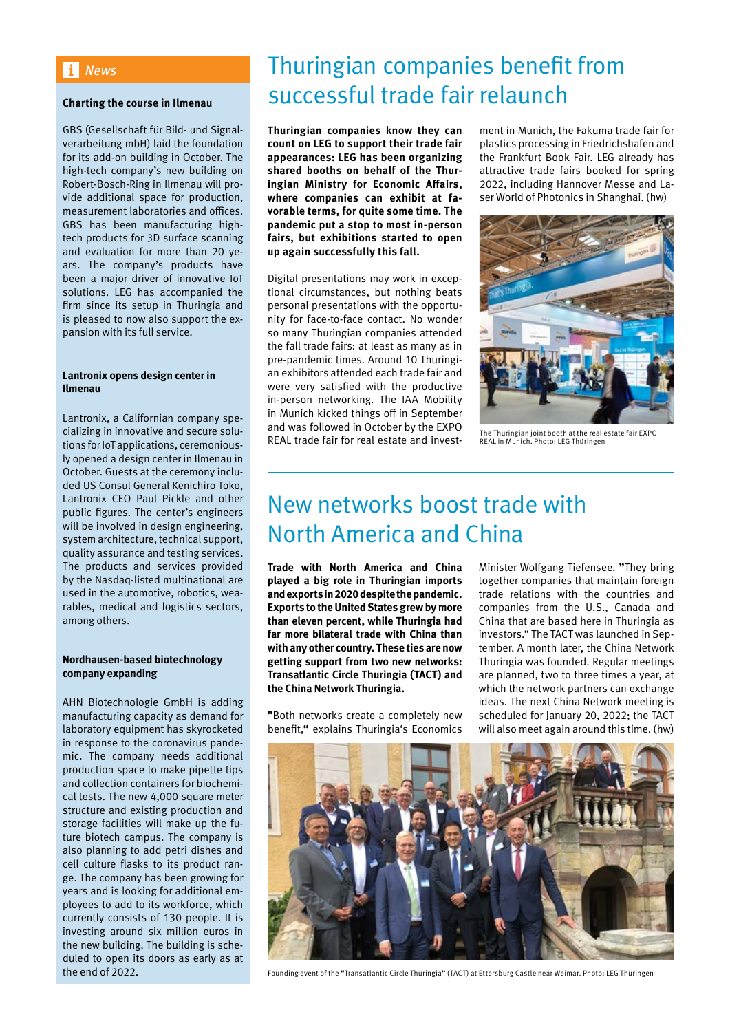## News

### Charting the course in Ilmenau

GBS (Gesellschaft für Bild- und Signalverarbeitung mbH) laid the foundation for its add-on building in October. The high-tech company's new building on Robert-Bosch-Ring in Ilmenau will provide additional space for production, measurement laboratories and offices. GBS has been manufacturing high-tech products for 3D surface scanning and evaluation for more than 20 years. The company's products have been a major driver of innovative IoT solutions. LEG has accompanied the firm since its setup in Thuringia and is pleased to now also support the expansion with its full service.

### Lantronix opens design center in Ilmenau

Lantronix, a Californian company specializing in innovative and secure solutions for IoT applications, ceremoniously opened a design center in Ilmenau in October. Guests at the ceremony included US Consul General Kenichiro Toko, Lantronix CEO Paul Pickle and other public figures. The center's engineers will be involved in design engineering, system architecture, technical support, quality assurance and testing services. The products and services provided by the Nasdaq-listed multinational are used in the automotive, robotics, wearables, medical and logistics sectors, among others.

### Nordhausen-based biotechnology company expanding

AHN Biotechnologie GmbH is adding manufacturing capacity as demand for laboratory equipment has skyrocketed in response to the coronavirus pandemic. The company needs additional production space to make pipette tips and collection containers for biochemical tests. The new 4,000 square meter structure and existing production and storage facilities will make up the future biotech campus. The company is also planning to add petri dishes and cell culture flasks to its product range. The company has been growing for years and is looking for additional employees to add to its workforce, which currently consists of 130 people. It is investing around six million euros in the new building. The building is scheduled to open its doors as early as at the end of 2022.

# Thuringian companies benefit from successful trade fair relaunch

**Thuringian companies know they can count on LEG to support their trade fair appearances: LEG has been organizing shared booths on behalf of the Thuringian Ministry for Economic Affairs, where companies can exhibit at favorable terms, for quite some time. The pandemic put a stop to most in-person fairs, but exhibitions started to open up again successfully this fall.**

Digital presentations may work in exceptional circumstances, but nothing beats personal presentations with the opportunity for face-to-face contact. No wonder so many Thuringian companies attended the fall trade fairs: at least as many as in pre-pandemic times. Around 10 Thuringian exhibitors attended each trade fair and were very satisfied with the productive in-person networking. The IAA Mobility in Munich kicked things off in September and was followed in October by the EXPO REAL trade fair for real estate and investment in Munich, the Fakuma trade fair for plastics processing in Friedrichshafen and the Frankfurt Book Fair. LEG already has attractive trade fairs booked for spring 2022, including Hannover Messe and Laser World of Photonics in Shanghai. (hw)

The Thuringian joint booth at the real estate fair EXPO REAL in Munich. Photo: LEG Thüringen

# New networks boost trade with North America and China

**Trade with North America and China played a big role in Thuringian imports and exports in 2020 despite the pandemic. Exports to the United States grew by more than eleven percent, while Thuringia had far more bilateral trade with China than with any other country. These ties are now getting support from two new networks: Transatlantic Circle Thuringia (TACT) and the China Network Thuringia.**

"Both networks create a completely new benefit," explains Thuringia's Economics Minister Wolfgang Tiefensee. "They bring together companies that maintain foreign trade relations with the countries and companies from the U.S., Canada and China that are based here in Thuringia as investors." The TACT was launched in September. A month later, the China Network Thuringia was founded. Regular meetings are planned, two to three times a year, at which the network partners can exchange ideas. The next China Network meeting is scheduled for January 20, 2022; the TACT will also meet again around this time. (hw)

Founding event of the "Transatlantic Circle Thuringia" (TACT) at Ettersburg Castle near Weimar. Photo: LEG Thüringen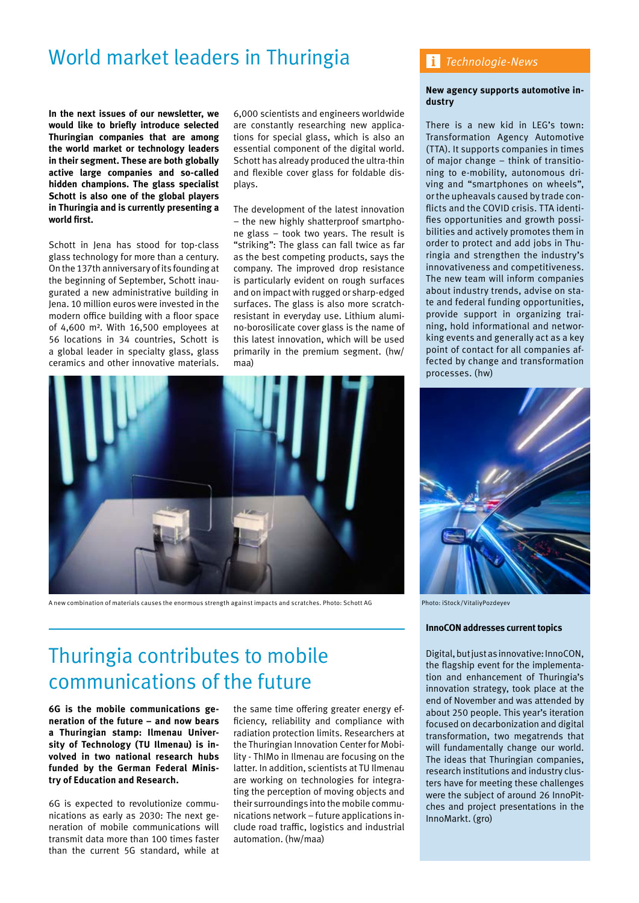# World market leaders in Thuringia

**In the next issues of our newsletter, we would like to briefly introduce selected Thuringian companies that are among the world market or technology leaders in their segment. These are both globally active large companies and so-called hidden champions. The glass specialist Schott is also one of the global players in Thuringia and is currently presenting a world first.**

Schott in Jena has stood for top-class glass technology for more than a century. On the 137th anniversary of its founding at the beginning of September, Schott inaugurated a new administrative building in Jena. 10 million euros were invested in the modern office building with a floor space of 4,600 m². With 16,500 employees at 56 locations in 34 countries, Schott is a global leader in specialty glass, glass ceramics and other innovative materials. 6,000 scientists and engineers worldwide are constantly researching new applications for special glass, which is also an essential component of the digital world. Schott has already produced the ultra-thin and flexible cover glass for foldable displays.

The development of the latest innovation – the new highly shatterproof smartphone glass – took two years. The result is "striking": The glass can fall twice as far as the best competing products, says the company. The improved drop resistance is particularly evident on rough surfaces and on impact with rugged or sharp-edged surfaces. The glass is also more scratch-resistant in everyday use. Lithium alumino-borosilicate cover glass is the name of this latest innovation, which will be used primarily in the premium segment. (hw/maa)

A new combination of materials causes the enormous strength against impacts and scratches. Photo: Schott AG

# Thuringia contributes to mobile communications of the future

**6G is the mobile communications generation of the future – and now bears a Thuringian stamp: Ilmenau University of Technology (TU Ilmenau) is involved in two national research hubs funded by the German Federal Ministry of Education and Research.**

6G is expected to revolutionize communications as early as 2030: The next generation of mobile communications will transmit data more than 100 times faster than the current 5G standard, while at the same time offering greater energy efficiency, reliability and compliance with radiation protection limits. Researchers at the Thuringian Innovation Center for Mobility - ThIMo in Ilmenau are focusing on the latter. In addition, scientists at TU Ilmenau are working on technologies for integrating the perception of moving objects and their surroundings into the mobile communications network – future applications include road traffic, logistics and industrial automation. (hw/maa)

## *Technologie-News*

**New agency supports automotive industry**

There is a new kid in LEG's town: Transformation Agency Automotive (TTA). It supports companies in times of major change – think of transitioning to e-mobility, autonomous driving and "smartphones on wheels", or the upheavals caused by trade conflicts and the COVID crisis. TTA identifies opportunities and growth possibilities and actively promotes them in order to protect and add jobs in Thuringia and strengthen the industry's innovativeness and competitiveness. The new team will inform companies about industry trends, advise on state and federal funding opportunities, provide support in organizing training, hold informational and networking events and generally act as a key point of contact for all companies affected by change and transformation processes. (hw)

Photo: iStock/VitaliyPozdeyev

**InnoCON addresses current topics**

Digital, but just as innovative: InnoCON, the flagship event for the implementation and enhancement of Thuringia's innovation strategy, took place at the end of November and was attended by about 250 people. This year's iteration focused on decarbonization and digital transformation, two megatrends that will fundamentally change our world. The ideas that Thuringian companies, research institutions and industry clusters have for meeting these challenges were the subject of around 26 InnoPitches and project presentations in the InnoMarkt. (gro)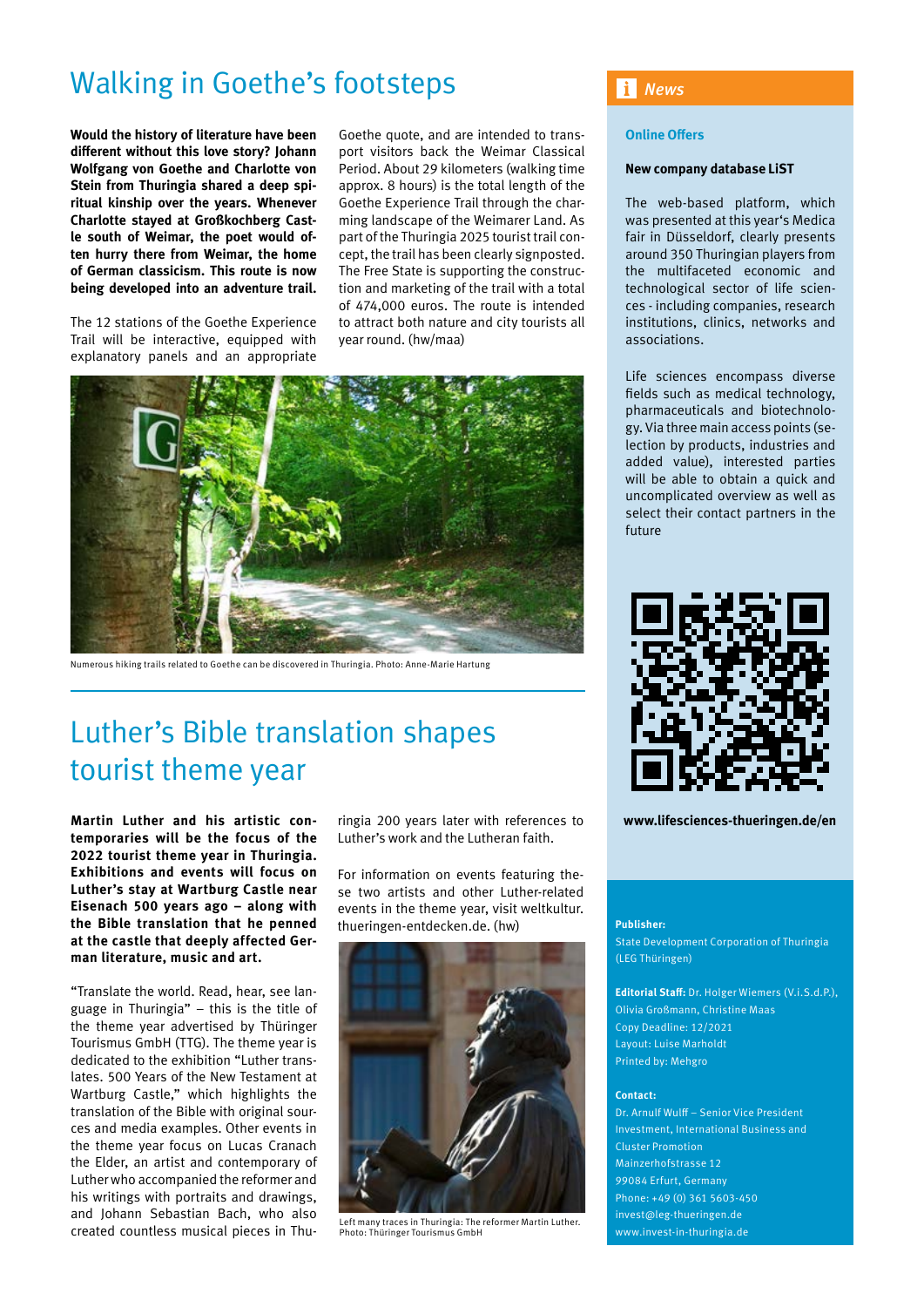# Walking in Goethe's footsteps

**Would the history of literature have been different without this love story? Johann Wolfgang von Goethe and Charlotte von Stein from Thuringia shared a deep spiritual kinship over the years. Whenever Charlotte stayed at Großkochberg Castle south of Weimar, the poet would often hurry there from Weimar, the home of German classicism. This route is now being developed into an adventure trail.**

The 12 stations of the Goethe Experience Trail will be interactive, equipped with explanatory panels and an appropriate Goethe quote, and are intended to transport visitors back the Weimar Classical Period. About 29 kilometers (walking time approx. 8 hours) is the total length of the Goethe Experience Trail through the charming landscape of the Weimarer Land. As part of the Thuringia 2025 tourist trail concept, the trail has been clearly signposted. The Free State is supporting the construction and marketing of the trail with a total of 474,000 euros. The route is intended to attract both nature and city tourists all year round. (hw/maa)

Numerous hiking trails related to Goethe can be discovered in Thuringia. Photo: Anne-Marie Hartung

# Luther's Bible translation shapes tourist theme year

**Martin Luther and his artistic contemporaries will be the focus of the 2022 tourist theme year in Thuringia. Exhibitions and events will focus on Luther's stay at Wartburg Castle near Eisenach 500 years ago – along with the Bible translation that he penned at the castle that deeply affected German literature, music and art.**

"Translate the world. Read, hear, see language in Thuringia" – this is the title of the theme year advertised by Thüringer Tourismus GmbH (TTG). The theme year is dedicated to the exhibition "Luther translates. 500 Years of the New Testament at Wartburg Castle," which highlights the translation of the Bible with original sources and media examples. Other events in the theme year focus on Lucas Cranach the Elder, an artist and contemporary of Luther who accompanied the reformer and his writings with portraits and drawings, and Johann Sebastian Bach, who also created countless musical pieces in Thuringia 200 years later with references to Luther's work and the Lutheran faith.

For information on events featuring these two artists and other Luther-related events in the theme year, visit weltkultur.thueringen-entdecken.de. (hw)

Left many traces in Thuringia: The reformer Martin Luther. Photo: Thüringer Tourismus GmbH

## News

### Online Offers

**New company database LiST**

The web-based platform, which was presented at this year's Medica fair in Düsseldorf, clearly presents around 350 Thuringian players from the multifaceted economic and technological sector of life sciences - including companies, research institutions, clinics, networks and associations.

Life sciences encompass diverse fields such as medical technology, pharmaceuticals and biotechnology. Via three main access points (selection by products, industries and added value), interested parties will be able to obtain a quick and uncomplicated overview as well as select their contact partners in the future

**www.lifesciences-thueringen.de/en**

**Publisher:**
State Development Corporation of Thuringia (LEG Thüringen)

**Editorial Staff:** Dr. Holger Wiemers (V.i.S.d.P.), Olivia Großmann, Christine Maas
Copy Deadline: 12/2021
Layout: Luise Marholdt
Printed by: Mehgro

**Contact:**
Dr. Arnulf Wulff – Senior Vice President Investment, International Business and Cluster Promotion
Mainzerhofstrasse 12
99084 Erfurt, Germany
Phone: +49 (0) 361 5603-450
invest@leg-thueringen.de
www.invest-in-thuringia.de